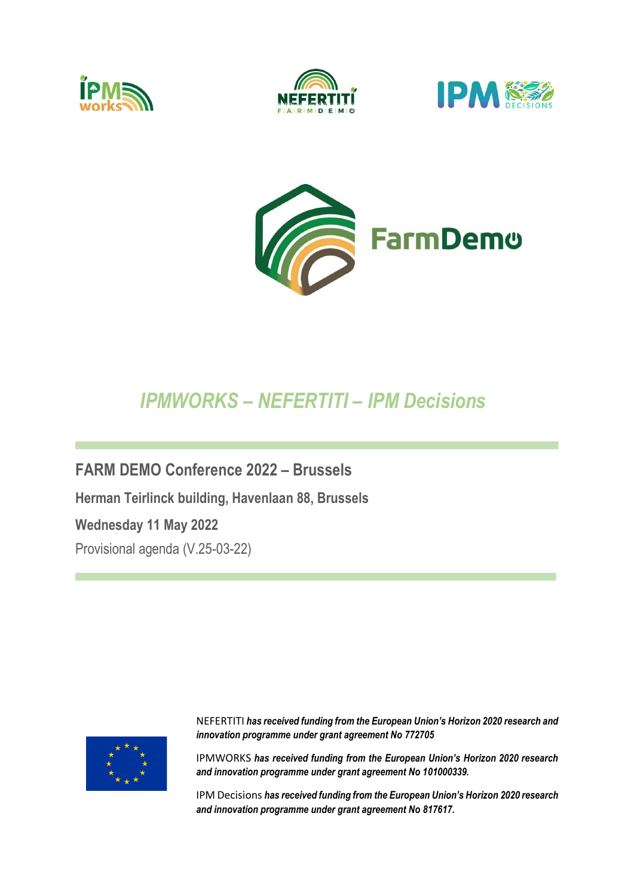# *IPMWORKS – NEFERTITI – IPM Decisions*

## FARM DEMO Conference 2022 – Brussels

**Herman Teirlinck building, Havenlaan 88, Brussels**

**Wednesday 11 May 2022**

Provisional agenda (V.25-03-22)

NEFERTITI ***has received funding from the European Union's Horizon 2020 research and innovation programme under grant agreement No 772705***

IPMWORKS ***has received funding from the European Union's Horizon 2020 research and innovation programme under grant agreement No 101000339.***

IPM Decisions ***has received funding from the European Union's Horizon 2020 research and innovation programme under grant agreement No 817617.***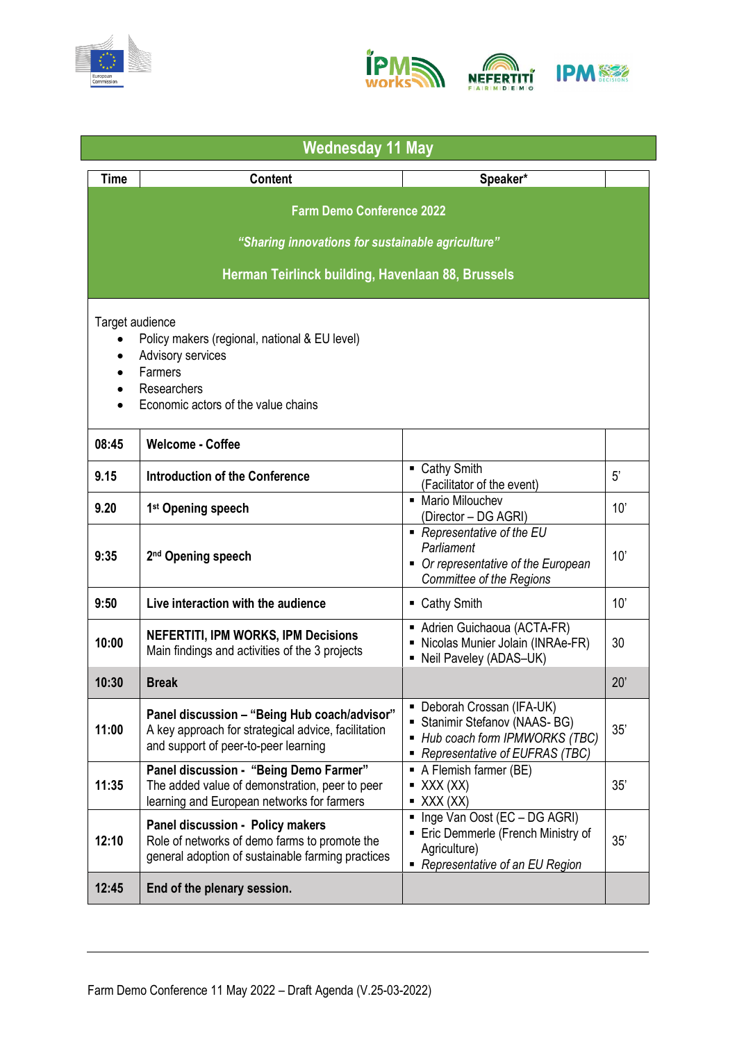## Wednesday 11 May

| Time | Content | Speaker* | |
|---|---|---|---|
| **Farm Demo Conference 2022**<br>***"Sharing innovations for sustainable agriculture"***<br>**Herman Teirlinck building, Havenlaan 88, Brussels** | | | |
| Target audience<br>• Policy makers (regional, national & EU level)<br>• Advisory services<br>• Farmers<br>• Researchers<br>• Economic actors of the value chains | | | |
| **08:45** | **Welcome - Coffee** | | |
| **9.15** | **Introduction of the Conference** | ▪ Cathy Smith (Facilitator of the event) | 5' |
| **9.20** | **1st Opening speech** | ▪ Mario Milouchev (Director – DG AGRI) | 10' |
| **9:35** | **2nd Opening speech** | ▪ *Representative of the EU Parliament*<br>▪ *Or representative of the European Committee of the Regions* | 10' |
| **9:50** | **Live interaction with the audience** | ▪ Cathy Smith | 10' |
| **10:00** | **NEFERTITI, IPM WORKS, IPM Decisions**<br>Main findings and activities of the 3 projects | ▪ Adrien Guichaoua (ACTA-FR)<br>▪ Nicolas Munier Jolain (INRAe-FR)<br>▪ Neil Paveley (ADAS–UK) | 30 |
| **10:30** | **Break** | | 20' |
| **11:00** | **Panel discussion – "Being Hub coach/advisor"**<br>A key approach for strategical advice, facilitation and support of peer-to-peer learning | ▪ Deborah Crossan (IFA-UK)<br>▪ Stanimir Stefanov (NAAS- BG)<br>▪ *Hub coach form IPMWORKS (TBC)*<br>▪ *Representative of EUFRAS (TBC)* | 35' |
| **11:35** | **Panel discussion - "Being Demo Farmer"**<br>The added value of demonstration, peer to peer learning and European networks for farmers | ▪ A Flemish farmer (BE)<br>▪ XXX (XX)<br>▪ XXX (XX) | 35' |
| **12:10** | **Panel discussion - Policy makers**<br>Role of networks of demo farms to promote the general adoption of sustainable farming practices | ▪ Inge Van Oost (EC – DG AGRI)<br>▪ Eric Demmerle (French Ministry of Agriculture)<br>▪ *Representative of an EU Region* | 35' |
| **12:45** | **End of the plenary session.** | | |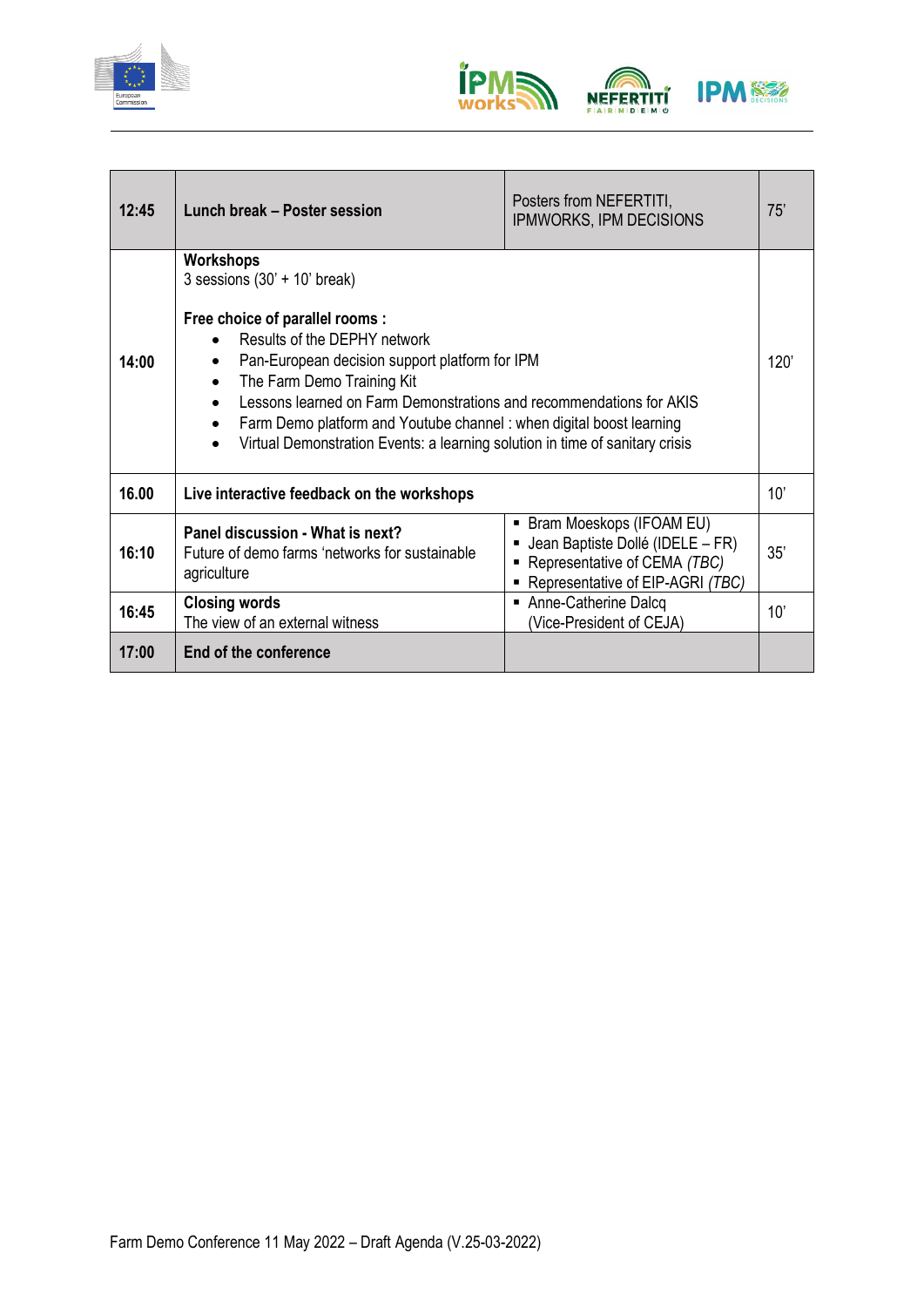| | | | |
|---|---|---|---|
| **12:45** | **Lunch break – Poster session** | Posters from NEFERTITI, IPMWORKS, IPM DECISIONS | 75’ |
| **14:00** | **Workshops**<br>3 sessions (30’ + 10’ break)<br><br>**Free choice of parallel rooms :**<br>• Results of the DEPHY network<br>• Pan-European decision support platform for IPM<br>• The Farm Demo Training Kit<br>• Lessons learned on Farm Demonstrations and recommendations for AKIS<br>• Farm Demo platform and Youtube channel : when digital boost learning<br>• Virtual Demonstration Events: a learning solution in time of sanitary crisis | | 120’ |
| **16.00** | **Live interactive feedback on the workshops** | | 10’ |
| **16:10** | **Panel discussion - What is next?**<br>Future of demo farms ‘networks for sustainable agriculture | ▪ Bram Moeskops (IFOAM EU)<br>▪ Jean Baptiste Dollé (IDELE – FR)<br>▪ Representative of CEMA *(TBC)*<br>▪ Representative of EIP-AGRI *(TBC)* | 35’ |
| **16:45** | **Closing words**<br>The view of an external witness | ▪ Anne-Catherine Dalcq<br>(Vice-President of CEJA) | 10’ |
| **17:00** | **End of the conference** | | |